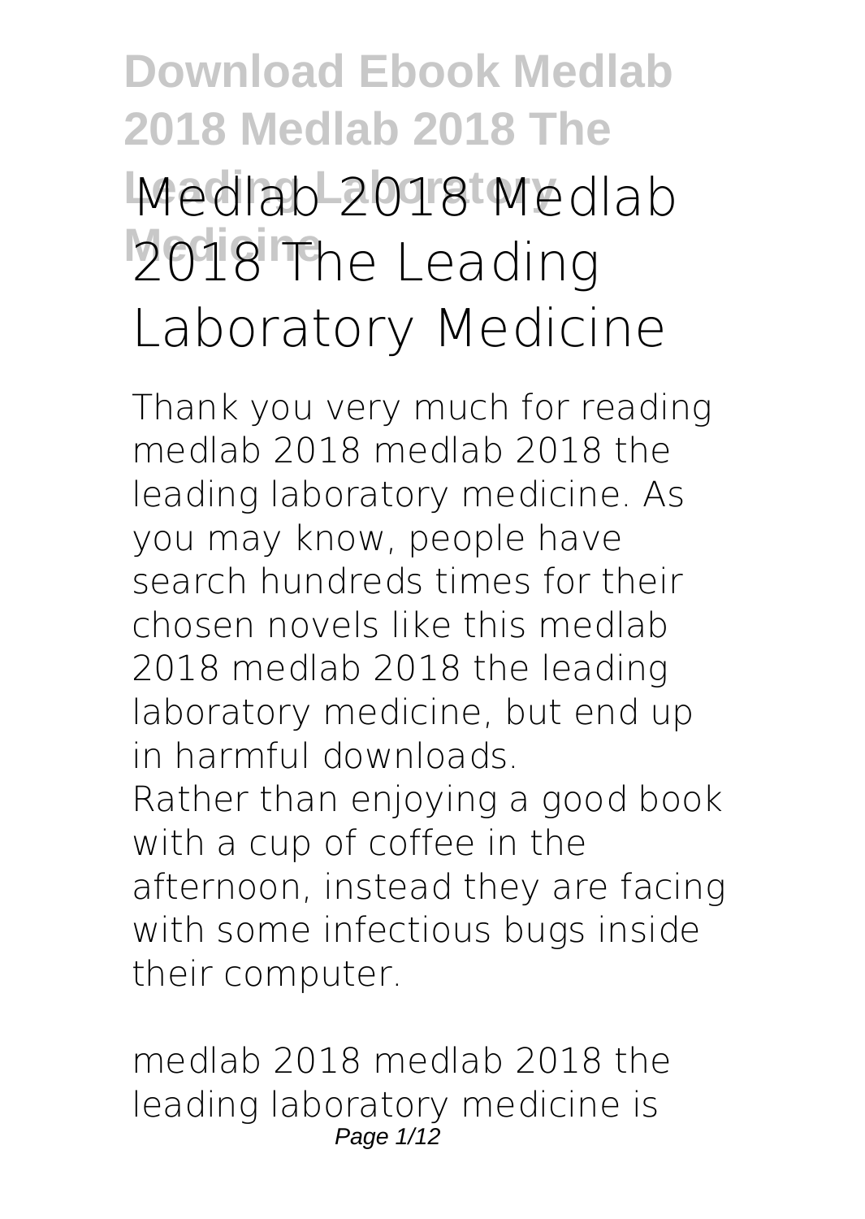# Medlab 2018 Medlab 2018 The Leading Laboratory Medicine

Thank you very much for reading medlab 2018 medlab 2018 the leading laboratory medicine. As you may know, people have search hundreds times for their chosen novels like this medlab 2018 medlab 2018 the leading laboratory medicine, but end up in harmful downloads.

Rather than enjoying a good book with a cup of coffee in the afternoon, instead they are facing with some infectious bugs inside their computer.

medlab 2018 medlab 2018 the leading laboratory medicine is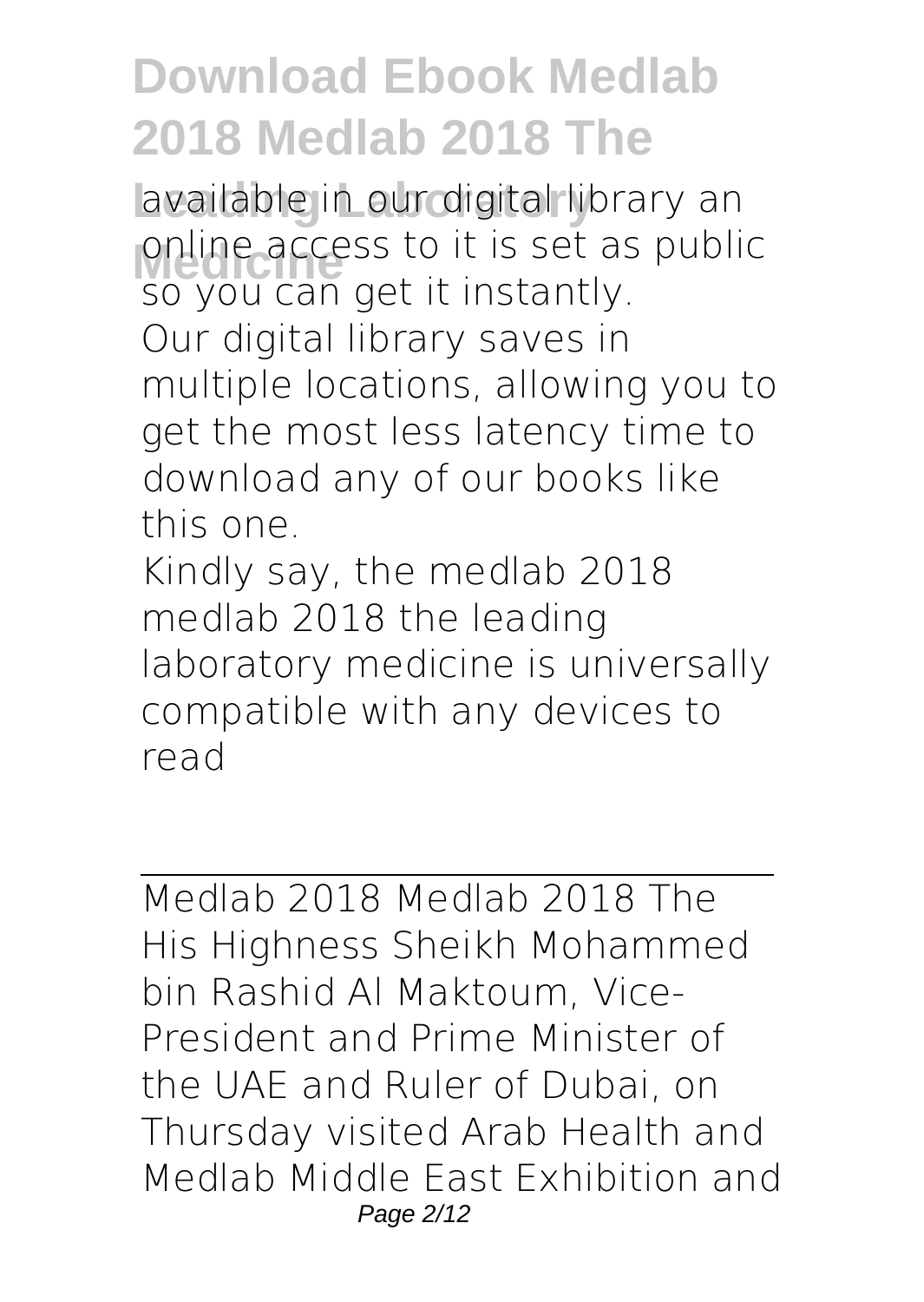available in our digital library an online access to it is set as public so you can get it instantly.
Our digital library saves in multiple locations, allowing you to get the most less latency time to download any of our books like this one.
Kindly say, the medlab 2018 medlab 2018 the leading laboratory medicine is universally compatible with any devices to read

---

Medlab 2018 Medlab 2018 The
His Highness Sheikh Mohammed bin Rashid Al Maktoum, Vice-President and Prime Minister of the UAE and Ruler of Dubai, on Thursday visited Arab Health and Medlab Middle East Exhibition and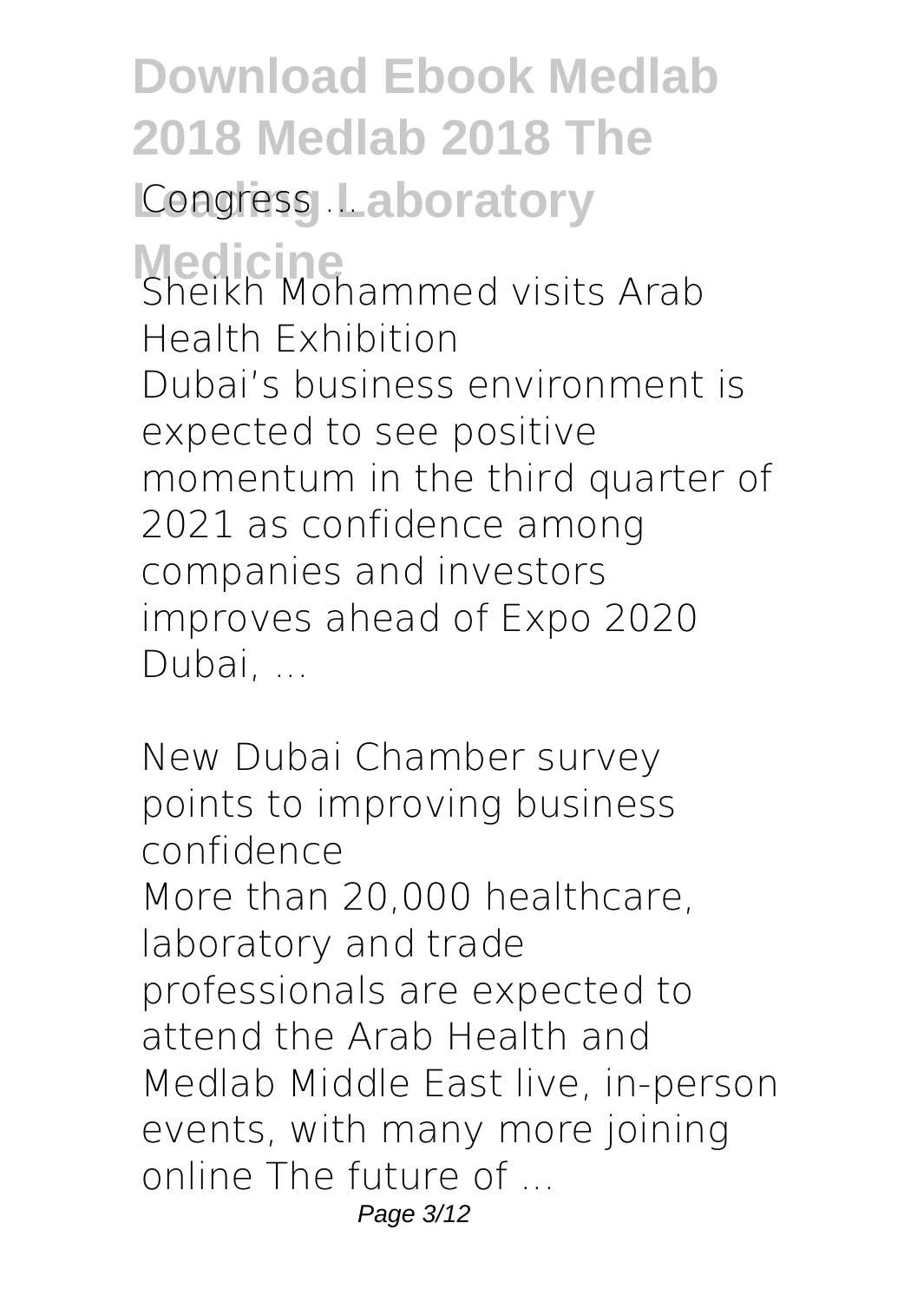Sheikh Mohammed visits Arab Health Exhibition

Dubai's business environment is expected to see positive momentum in the third quarter of 2021 as confidence among companies and investors improves ahead of Expo 2020 Dubai, ...

New Dubai Chamber survey points to improving business confidence

More than 20,000 healthcare, laboratory and trade professionals are expected to attend the Arab Health and Medlab Middle East live, in-person events, with many more joining online The future of ...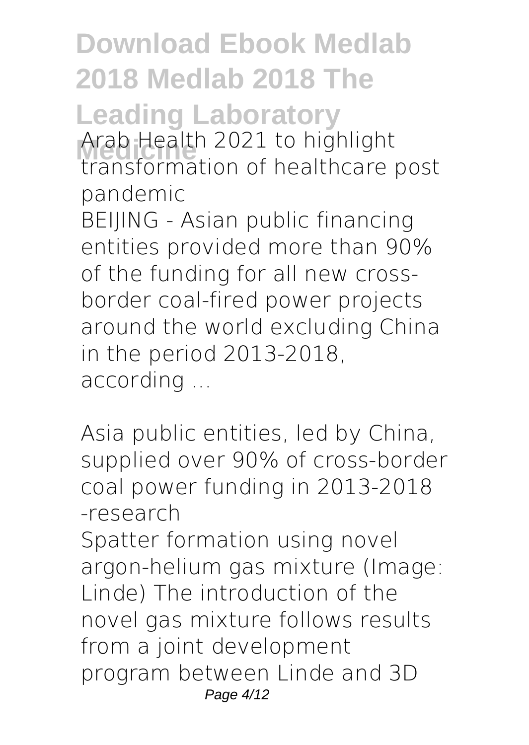Arab Health 2021 to highlight transformation of healthcare post pandemic

BEIJING - Asian public financing entities provided more than 90% of the funding for all new cross-border coal-fired power projects around the world excluding China in the period 2013-2018, according ...

Asia public entities, led by China, supplied over 90% of cross-border coal power funding in 2013-2018 -research

Spatter formation using novel argon-helium gas mixture (Image: Linde) The introduction of the novel gas mixture follows results from a joint development program between Linde and 3D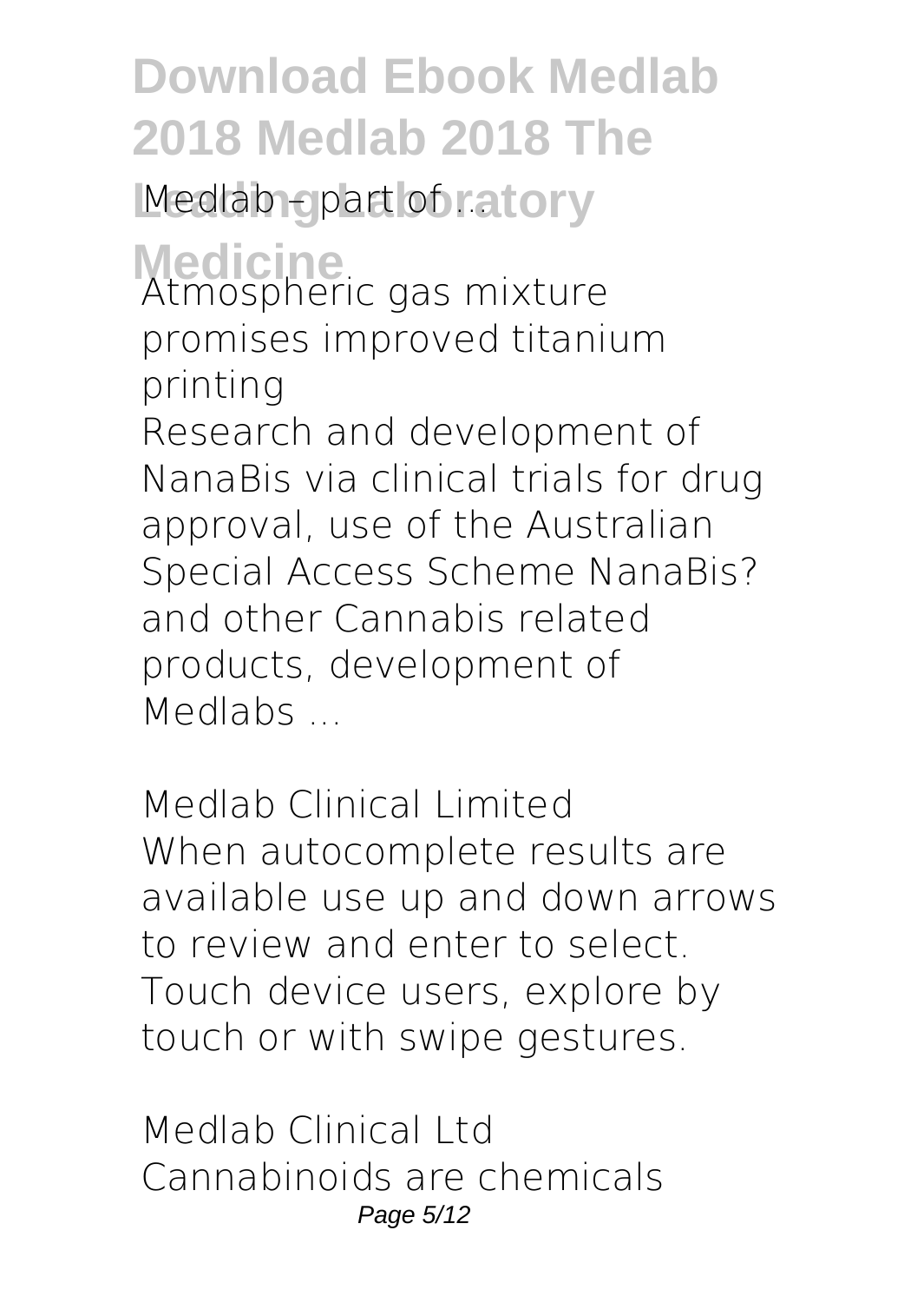Medlab – part of ...

**Atmospheric gas mixture promises improved titanium printing**

Research and development of NanaBis via clinical trials for drug approval, use of the Australian Special Access Scheme NanaBis? and other Cannabis related products, development of Medlabs ...

**Medlab Clinical Limited**

When autocomplete results are available use up and down arrows to review and enter to select. Touch device users, explore by touch or with swipe gestures.

**Medlab Clinical Ltd**

Cannabinoids are chemicals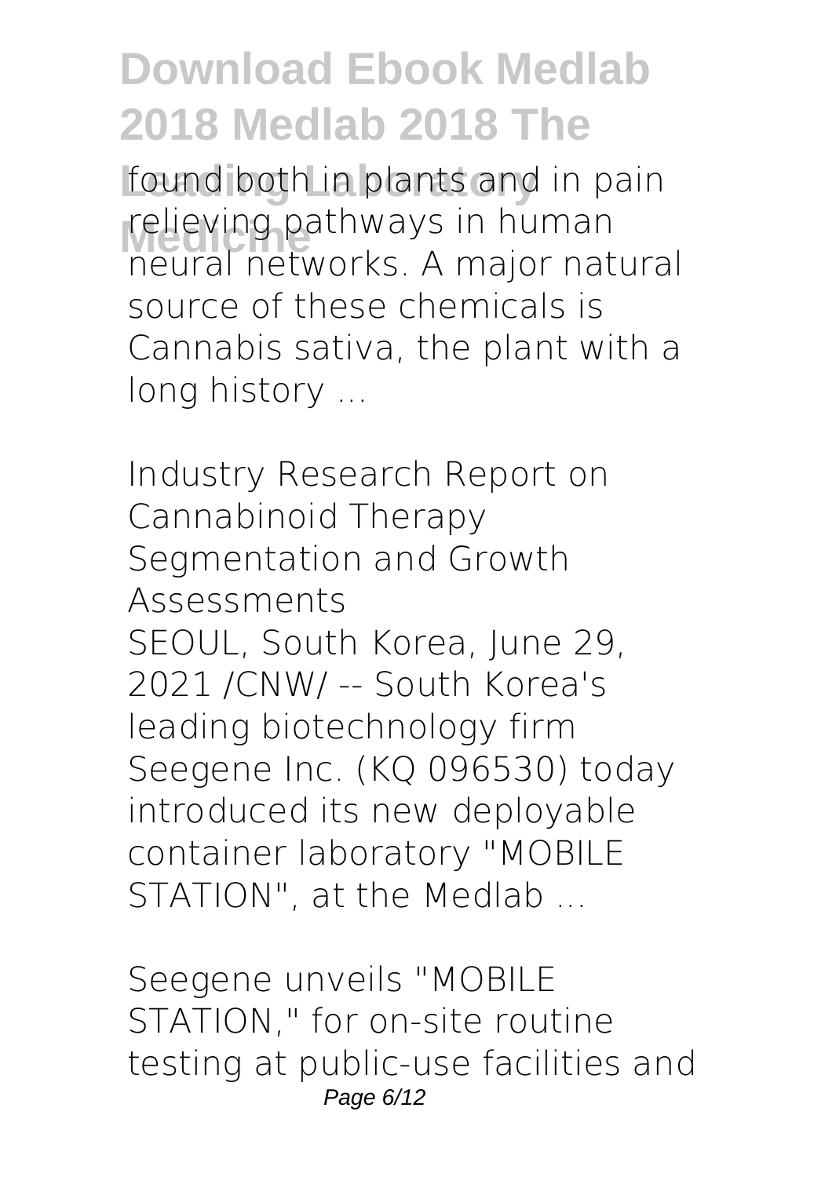found both in plants and in pain relieving pathways in human neural networks. A major natural source of these chemicals is Cannabis sativa, the plant with a long history ...

*Industry Research Report on Cannabinoid Therapy Segmentation and Growth Assessments*

SEOUL, South Korea, June 29, 2021 /CNW/ -- South Korea's leading biotechnology firm Seegene Inc. (KQ 096530) today introduced its new deployable container laboratory "MOBILE STATION", at the Medlab ...

*Seegene unveils "MOBILE STATION," for on-site routine testing at public-use facilities and*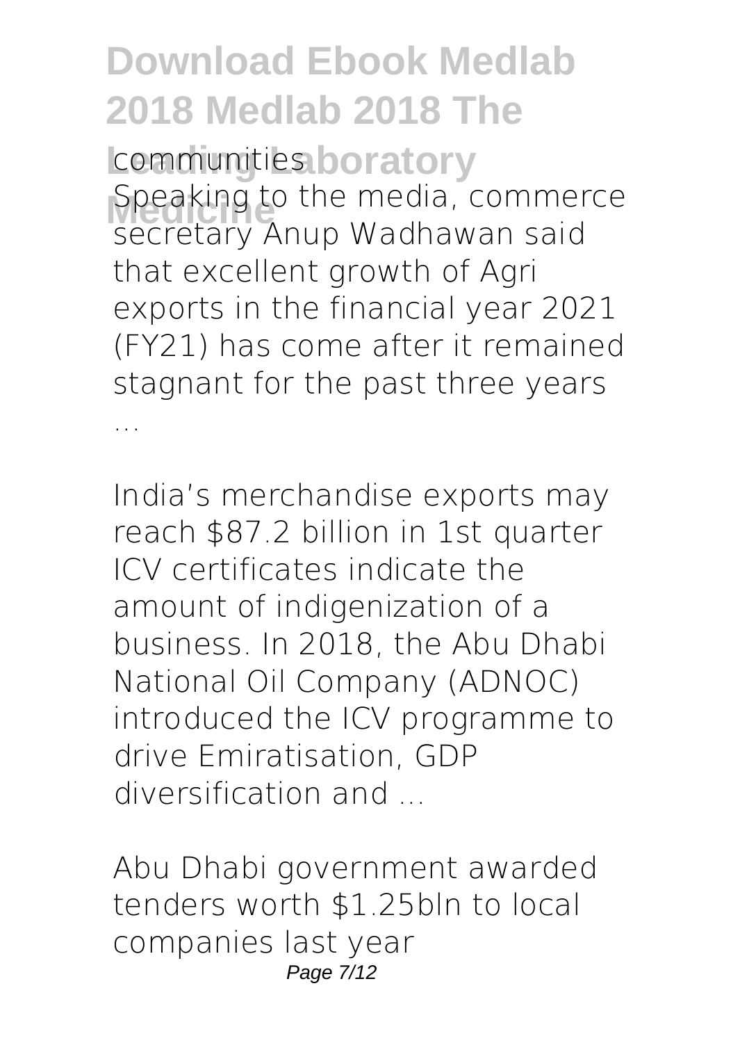communities

Speaking to the media, commerce secretary Anup Wadhawan said that excellent growth of Agri exports in the financial year 2021 (FY21) has come after it remained stagnant for the past three years ...

India's merchandise exports may reach $87.2 billion in 1st quarter
ICV certificates indicate the amount of indigenization of a business. In 2018, the Abu Dhabi National Oil Company (ADNOC) introduced the ICV programme to drive Emiratisation, GDP diversification and ...

Abu Dhabi government awarded tenders worth $1.25bln to local companies last year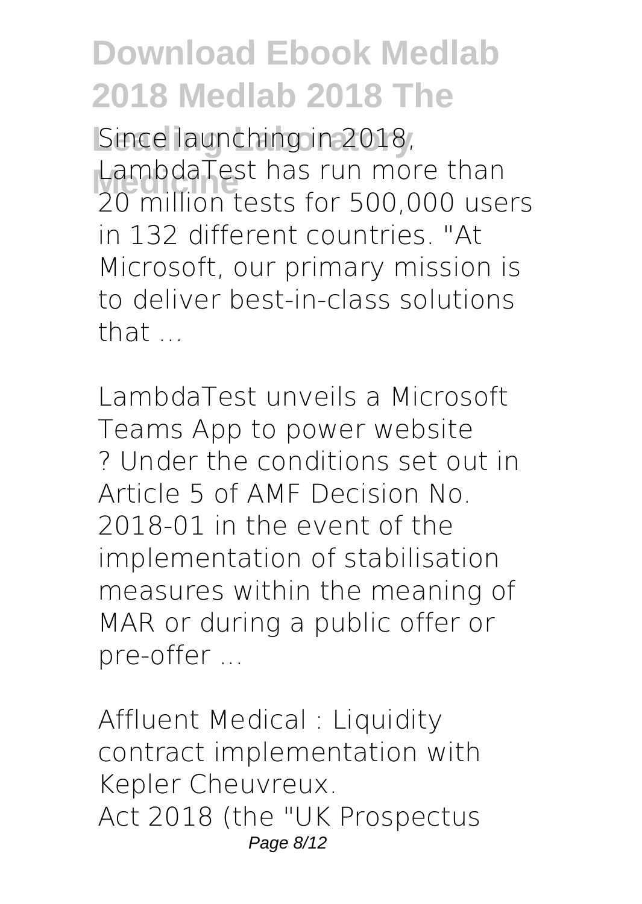Since launching in 2018, LambdaTest has run more than 20 million tests for 500,000 users in 132 different countries. "At Microsoft, our primary mission is to deliver best-in-class solutions that ...

*LambdaTest unveils a Microsoft Teams App to power website*

? Under the conditions set out in Article 5 of AMF Decision No. 2018-01 in the event of the implementation of stabilisation measures within the meaning of MAR or during a public offer or pre-offer ...

*Affluent Medical : Liquidity contract implementation with Kepler Cheuvreux.*

Act 2018 (the "UK Prospectus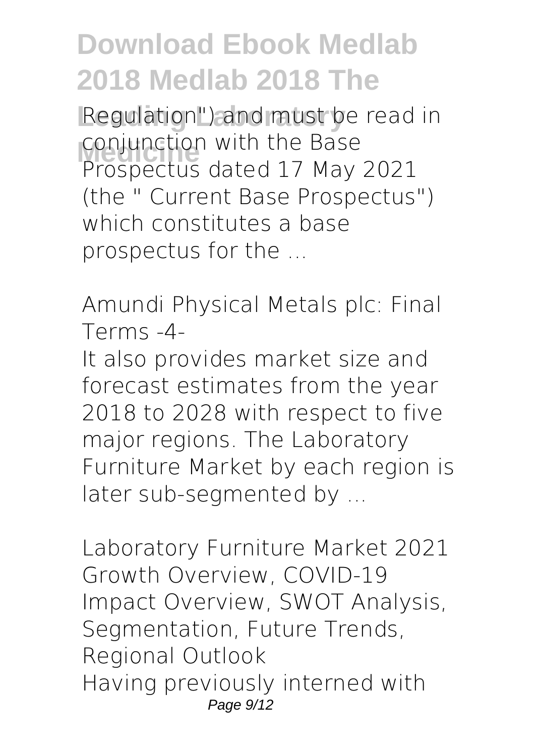Regulation") and must be read in conjunction with the Base Prospectus dated 17 May 2021 (the " Current Base Prospectus") which constitutes a base prospectus for the ...

*Amundi Physical Metals plc: Final Terms -4-*

It also provides market size and forecast estimates from the year 2018 to 2028 with respect to five major regions. The Laboratory Furniture Market by each region is later sub-segmented by ...

*Laboratory Furniture Market 2021 Growth Overview, COVID-19 Impact Overview, SWOT Analysis, Segmentation, Future Trends, Regional Outlook*

Having previously interned with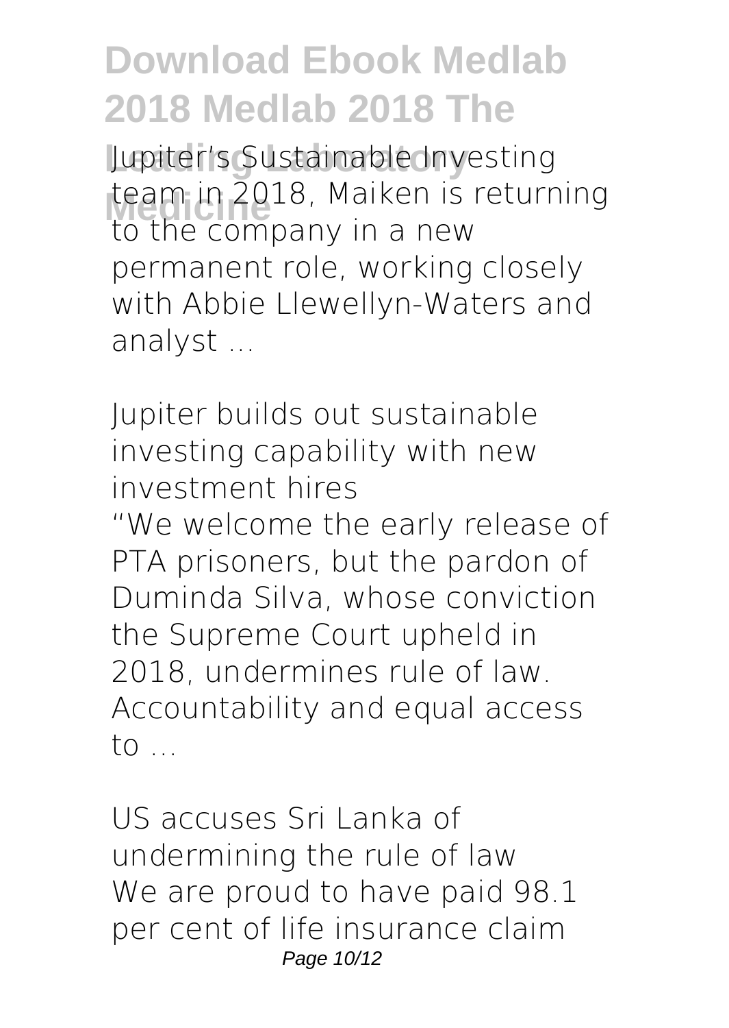Jupiter's Sustainable Investing team in 2018, Maiken is returning to the company in a new permanent role, working closely with Abbie Llewellyn-Waters and analyst ...

*Jupiter builds out sustainable investing capability with new investment hires*

"We welcome the early release of PTA prisoners, but the pardon of Duminda Silva, whose conviction the Supreme Court upheld in 2018, undermines rule of law. Accountability and equal access to ...

*US accuses Sri Lanka of undermining the rule of law*

We are proud to have paid 98.1 per cent of life insurance claim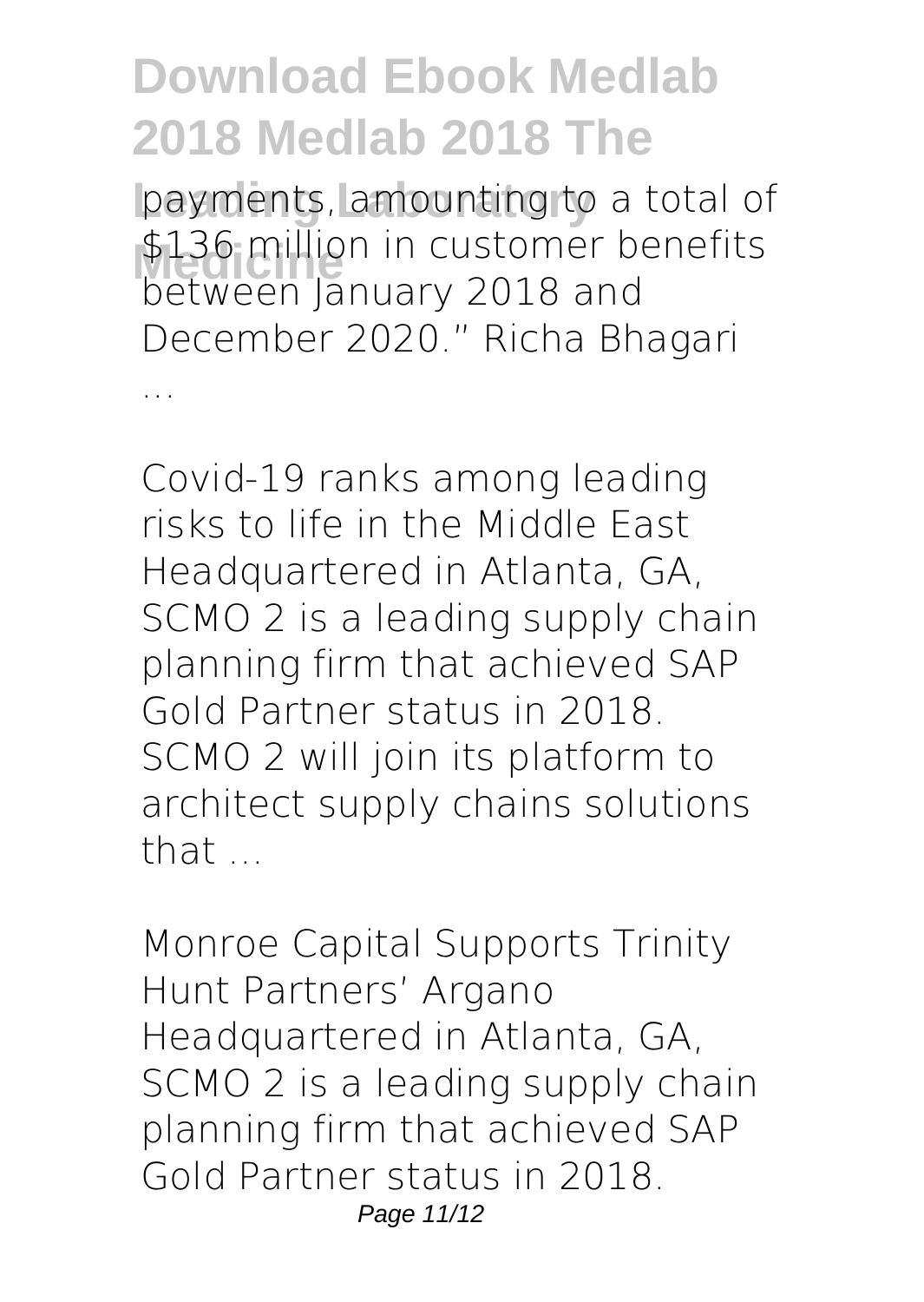payments, amounting to a total of $136 million in customer benefits between January 2018 and December 2020." Richa Bhagari ...

Covid-19 ranks among leading risks to life in the Middle East
Headquartered in Atlanta, GA, SCMO 2 is a leading supply chain planning firm that achieved SAP Gold Partner status in 2018. SCMO 2 will join its platform to architect supply chains solutions that ...

Monroe Capital Supports Trinity Hunt Partners' Argano
Headquartered in Atlanta, GA, SCMO 2 is a leading supply chain planning firm that achieved SAP Gold Partner status in 2018.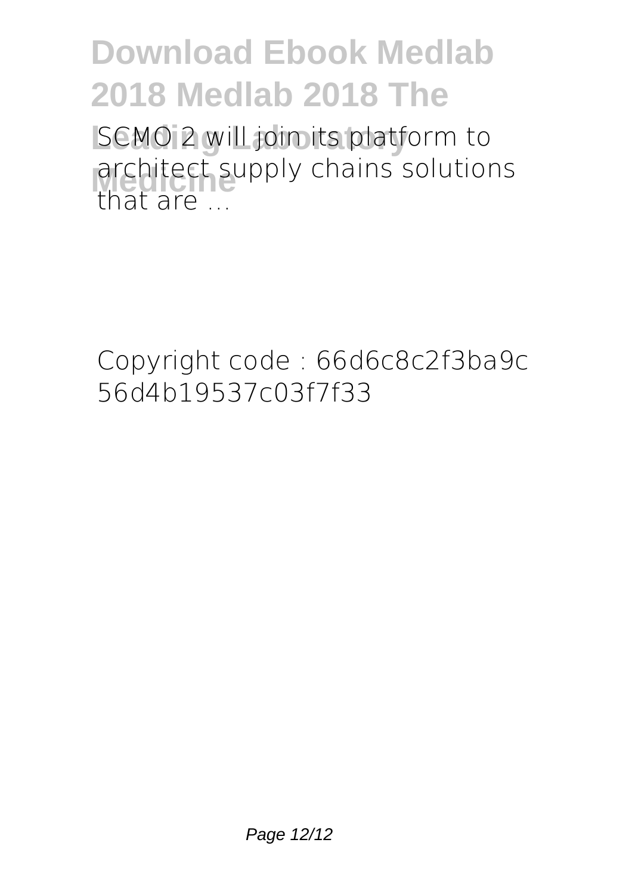SCMO 2 will join its platform to architect supply chains solutions that are ...

Copyright code : 66d6c8c2f3ba9c56d4b19537c03f7f33